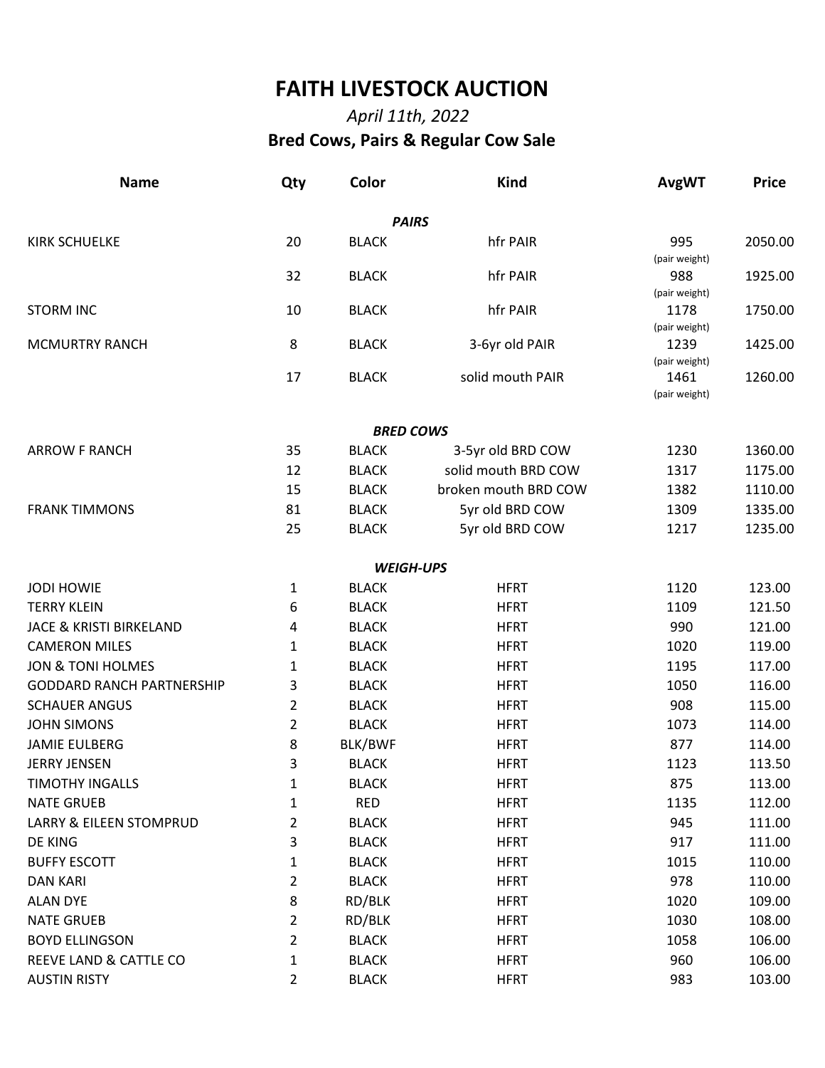# FAITH LIVESTOCK AUCTION

*April 11th, 2022*

## Bred Cows, Pairs & Regular Cow Sale

| Name | Qty | Color | Kind | AvgWT | Price |
|---|---|---|---|---|---|
| | | ***PAIRS*** | | | |
| KIRK SCHUELKE | 20 | BLACK | hfr PAIR | 995 (pair weight) | 2050.00 |
| | 32 | BLACK | hfr PAIR | 988 (pair weight) | 1925.00 |
| STORM INC | 10 | BLACK | hfr PAIR | 1178 (pair weight) | 1750.00 |
| MCMURTRY RANCH | 8 | BLACK | 3-6yr old PAIR | 1239 (pair weight) | 1425.00 |
| | 17 | BLACK | solid mouth PAIR | 1461 (pair weight) | 1260.00 |
| | | ***BRED COWS*** | | | |
| ARROW F RANCH | 35 | BLACK | 3-5yr old BRD COW | 1230 | 1360.00 |
| | 12 | BLACK | solid mouth BRD COW | 1317 | 1175.00 |
| | 15 | BLACK | broken mouth BRD COW | 1382 | 1110.00 |
| FRANK TIMMONS | 81 | BLACK | 5yr old BRD COW | 1309 | 1335.00 |
| | 25 | BLACK | 5yr old BRD COW | 1217 | 1235.00 |
| | | ***WEIGH-UPS*** | | | |
| JODI HOWIE | 1 | BLACK | HFRT | 1120 | 123.00 |
| TERRY KLEIN | 6 | BLACK | HFRT | 1109 | 121.50 |
| JACE & KRISTI BIRKELAND | 4 | BLACK | HFRT | 990 | 121.00 |
| CAMERON MILES | 1 | BLACK | HFRT | 1020 | 119.00 |
| JON & TONI HOLMES | 1 | BLACK | HFRT | 1195 | 117.00 |
| GODDARD RANCH PARTNERSHIP | 3 | BLACK | HFRT | 1050 | 116.00 |
| SCHAUER ANGUS | 2 | BLACK | HFRT | 908 | 115.00 |
| JOHN SIMONS | 2 | BLACK | HFRT | 1073 | 114.00 |
| JAMIE EULBERG | 8 | BLK/BWF | HFRT | 877 | 114.00 |
| JERRY JENSEN | 3 | BLACK | HFRT | 1123 | 113.50 |
| TIMOTHY INGALLS | 1 | BLACK | HFRT | 875 | 113.00 |
| NATE GRUEB | 1 | RED | HFRT | 1135 | 112.00 |
| LARRY & EILEEN STOMPRUD | 2 | BLACK | HFRT | 945 | 111.00 |
| DE KING | 3 | BLACK | HFRT | 917 | 111.00 |
| BUFFY ESCOTT | 1 | BLACK | HFRT | 1015 | 110.00 |
| DAN KARI | 2 | BLACK | HFRT | 978 | 110.00 |
| ALAN DYE | 8 | RD/BLK | HFRT | 1020 | 109.00 |
| NATE GRUEB | 2 | RD/BLK | HFRT | 1030 | 108.00 |
| BOYD ELLINGSON | 2 | BLACK | HFRT | 1058 | 106.00 |
| REEVE LAND & CATTLE CO | 1 | BLACK | HFRT | 960 | 106.00 |
| AUSTIN RISTY | 2 | BLACK | HFRT | 983 | 103.00 |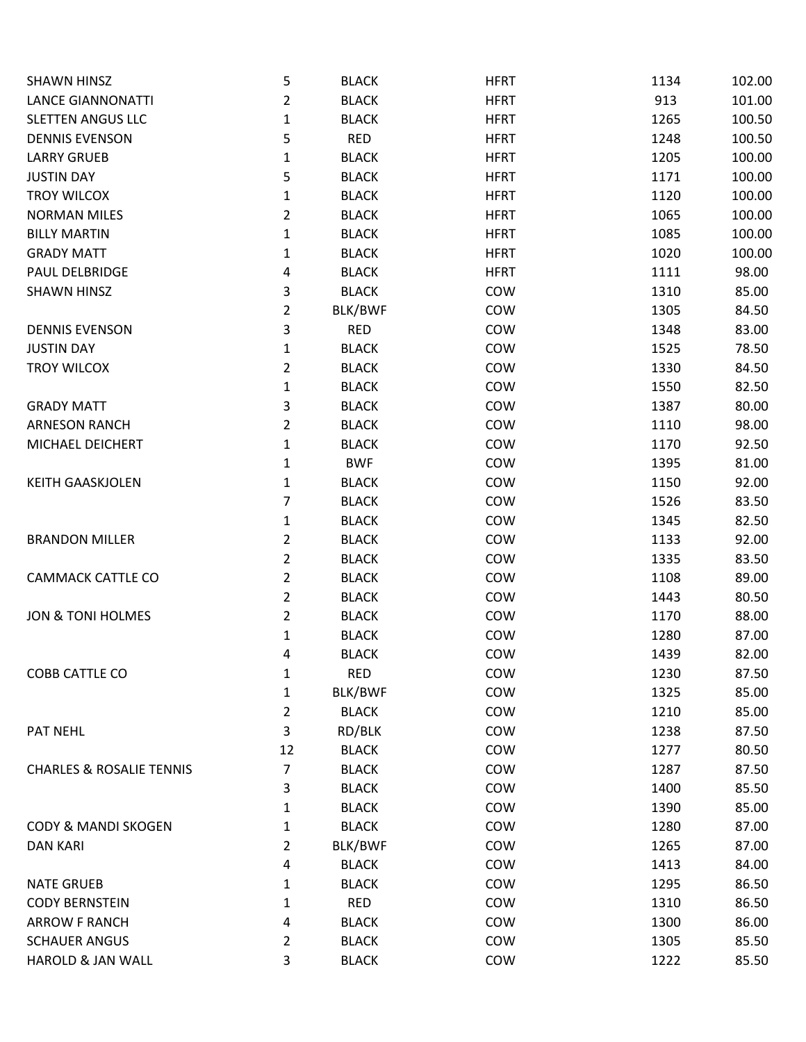| | | | | | |
|---|---|---|---|---|---|
| SHAWN HINSZ | 5 | BLACK | HFRT | 1134 | 102.00 |
| LANCE GIANNONATTI | 2 | BLACK | HFRT | 913 | 101.00 |
| SLETTEN ANGUS LLC | 1 | BLACK | HFRT | 1265 | 100.50 |
| DENNIS EVENSON | 5 | RED | HFRT | 1248 | 100.50 |
| LARRY GRUEB | 1 | BLACK | HFRT | 1205 | 100.00 |
| JUSTIN DAY | 5 | BLACK | HFRT | 1171 | 100.00 |
| TROY WILCOX | 1 | BLACK | HFRT | 1120 | 100.00 |
| NORMAN MILES | 2 | BLACK | HFRT | 1065 | 100.00 |
| BILLY MARTIN | 1 | BLACK | HFRT | 1085 | 100.00 |
| GRADY MATT | 1 | BLACK | HFRT | 1020 | 100.00 |
| PAUL DELBRIDGE | 4 | BLACK | HFRT | 1111 | 98.00 |
| SHAWN HINSZ | 3 | BLACK | COW | 1310 | 85.00 |
| | 2 | BLK/BWF | COW | 1305 | 84.50 |
| DENNIS EVENSON | 3 | RED | COW | 1348 | 83.00 |
| JUSTIN DAY | 1 | BLACK | COW | 1525 | 78.50 |
| TROY WILCOX | 2 | BLACK | COW | 1330 | 84.50 |
| | 1 | BLACK | COW | 1550 | 82.50 |
| GRADY MATT | 3 | BLACK | COW | 1387 | 80.00 |
| ARNESON RANCH | 2 | BLACK | COW | 1110 | 98.00 |
| MICHAEL DEICHERT | 1 | BLACK | COW | 1170 | 92.50 |
| | 1 | BWF | COW | 1395 | 81.00 |
| KEITH GAASKJOLEN | 1 | BLACK | COW | 1150 | 92.00 |
| | 7 | BLACK | COW | 1526 | 83.50 |
| | 1 | BLACK | COW | 1345 | 82.50 |
| BRANDON MILLER | 2 | BLACK | COW | 1133 | 92.00 |
| | 2 | BLACK | COW | 1335 | 83.50 |
| CAMMACK CATTLE CO | 2 | BLACK | COW | 1108 | 89.00 |
| | 2 | BLACK | COW | 1443 | 80.50 |
| JON & TONI HOLMES | 2 | BLACK | COW | 1170 | 88.00 |
| | 1 | BLACK | COW | 1280 | 87.00 |
| | 4 | BLACK | COW | 1439 | 82.00 |
| COBB CATTLE CO | 1 | RED | COW | 1230 | 87.50 |
| | 1 | BLK/BWF | COW | 1325 | 85.00 |
| | 2 | BLACK | COW | 1210 | 85.00 |
| PAT NEHL | 3 | RD/BLK | COW | 1238 | 87.50 |
| | 12 | BLACK | COW | 1277 | 80.50 |
| CHARLES & ROSALIE TENNIS | 7 | BLACK | COW | 1287 | 87.50 |
| | 3 | BLACK | COW | 1400 | 85.50 |
| | 1 | BLACK | COW | 1390 | 85.00 |
| CODY & MANDI SKOGEN | 1 | BLACK | COW | 1280 | 87.00 |
| DAN KARI | 2 | BLK/BWF | COW | 1265 | 87.00 |
| | 4 | BLACK | COW | 1413 | 84.00 |
| NATE GRUEB | 1 | BLACK | COW | 1295 | 86.50 |
| CODY BERNSTEIN | 1 | RED | COW | 1310 | 86.50 |
| ARROW F RANCH | 4 | BLACK | COW | 1300 | 86.00 |
| SCHAUER ANGUS | 2 | BLACK | COW | 1305 | 85.50 |
| HAROLD & JAN WALL | 3 | BLACK | COW | 1222 | 85.50 |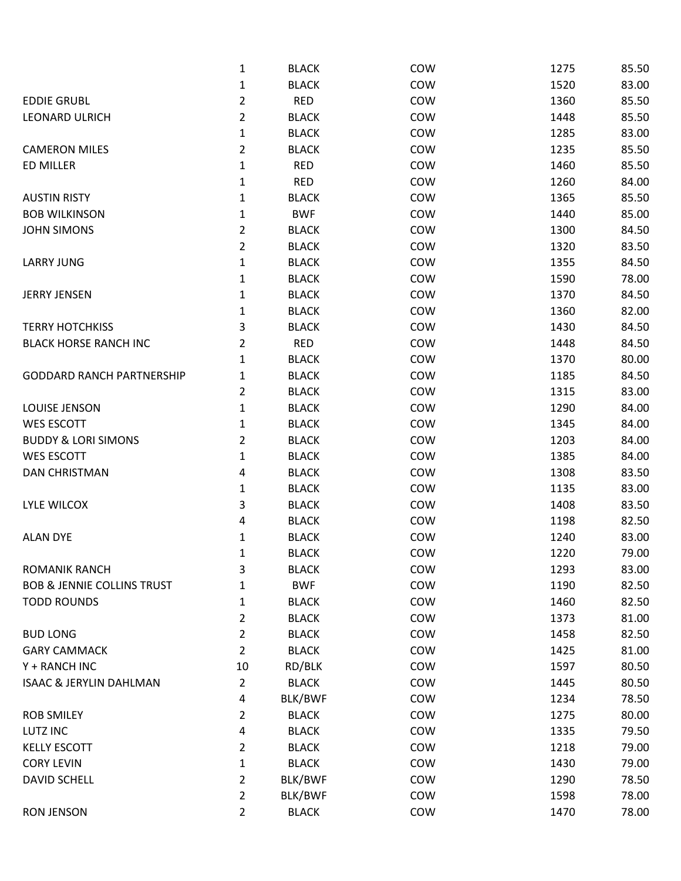| | | | | | |
|---|---|---|---|---|---|
| | 1 | BLACK | COW | 1275 | 85.50 |
| | 1 | BLACK | COW | 1520 | 83.00 |
| EDDIE GRUBL | 2 | RED | COW | 1360 | 85.50 |
| LEONARD ULRICH | 2 | BLACK | COW | 1448 | 85.50 |
| | 1 | BLACK | COW | 1285 | 83.00 |
| CAMERON MILES | 2 | BLACK | COW | 1235 | 85.50 |
| ED MILLER | 1 | RED | COW | 1460 | 85.50 |
| | 1 | RED | COW | 1260 | 84.00 |
| AUSTIN RISTY | 1 | BLACK | COW | 1365 | 85.50 |
| BOB WILKINSON | 1 | BWF | COW | 1440 | 85.00 |
| JOHN SIMONS | 2 | BLACK | COW | 1300 | 84.50 |
| | 2 | BLACK | COW | 1320 | 83.50 |
| LARRY JUNG | 1 | BLACK | COW | 1355 | 84.50 |
| | 1 | BLACK | COW | 1590 | 78.00 |
| JERRY JENSEN | 1 | BLACK | COW | 1370 | 84.50 |
| | 1 | BLACK | COW | 1360 | 82.00 |
| TERRY HOTCHKISS | 3 | BLACK | COW | 1430 | 84.50 |
| BLACK HORSE RANCH INC | 2 | RED | COW | 1448 | 84.50 |
| | 1 | BLACK | COW | 1370 | 80.00 |
| GODDARD RANCH PARTNERSHIP | 1 | BLACK | COW | 1185 | 84.50 |
| | 2 | BLACK | COW | 1315 | 83.00 |
| LOUISE JENSON | 1 | BLACK | COW | 1290 | 84.00 |
| WES ESCOTT | 1 | BLACK | COW | 1345 | 84.00 |
| BUDDY & LORI SIMONS | 2 | BLACK | COW | 1203 | 84.00 |
| WES ESCOTT | 1 | BLACK | COW | 1385 | 84.00 |
| DAN CHRISTMAN | 4 | BLACK | COW | 1308 | 83.50 |
| | 1 | BLACK | COW | 1135 | 83.00 |
| LYLE WILCOX | 3 | BLACK | COW | 1408 | 83.50 |
| | 4 | BLACK | COW | 1198 | 82.50 |
| ALAN DYE | 1 | BLACK | COW | 1240 | 83.00 |
| | 1 | BLACK | COW | 1220 | 79.00 |
| ROMANIK RANCH | 3 | BLACK | COW | 1293 | 83.00 |
| BOB & JENNIE COLLINS TRUST | 1 | BWF | COW | 1190 | 82.50 |
| TODD ROUNDS | 1 | BLACK | COW | 1460 | 82.50 |
| | 2 | BLACK | COW | 1373 | 81.00 |
| BUD LONG | 2 | BLACK | COW | 1458 | 82.50 |
| GARY CAMMACK | 2 | BLACK | COW | 1425 | 81.00 |
| Y + RANCH INC | 10 | RD/BLK | COW | 1597 | 80.50 |
| ISAAC & JERYLIN DAHLMAN | 2 | BLACK | COW | 1445 | 80.50 |
| | 4 | BLK/BWF | COW | 1234 | 78.50 |
| ROB SMILEY | 2 | BLACK | COW | 1275 | 80.00 |
| LUTZ INC | 4 | BLACK | COW | 1335 | 79.50 |
| KELLY ESCOTT | 2 | BLACK | COW | 1218 | 79.00 |
| CORY LEVIN | 1 | BLACK | COW | 1430 | 79.00 |
| DAVID SCHELL | 2 | BLK/BWF | COW | 1290 | 78.50 |
| | 2 | BLK/BWF | COW | 1598 | 78.00 |
| RON JENSON | 2 | BLACK | COW | 1470 | 78.00 |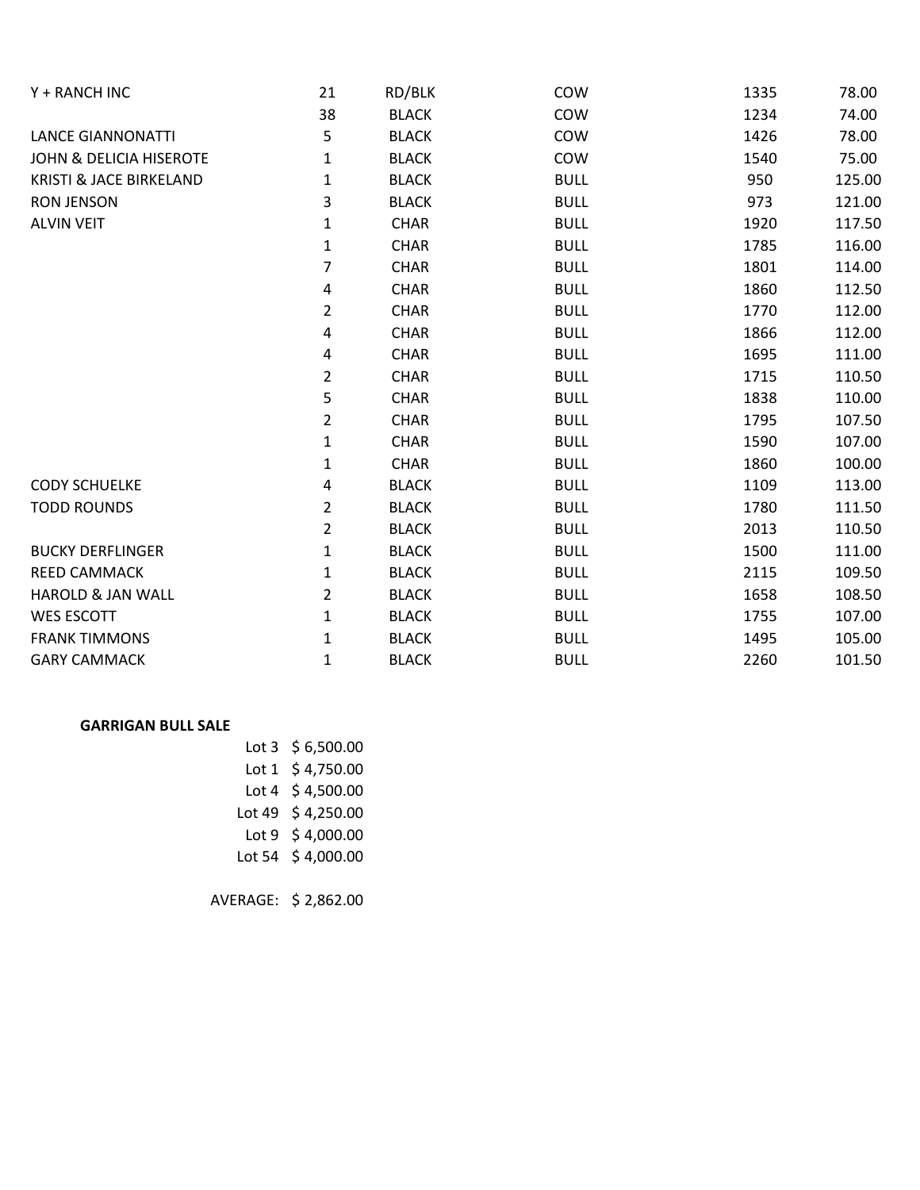| | | | | | |
|---|---|---|---|---|---|
| Y + RANCH INC | 21 | RD/BLK | COW | 1335 | 78.00 |
| | 38 | BLACK | COW | 1234 | 74.00 |
| LANCE GIANNONATTI | 5 | BLACK | COW | 1426 | 78.00 |
| JOHN & DELICIA HISEROTE | 1 | BLACK | COW | 1540 | 75.00 |
| KRISTI & JACE BIRKELAND | 1 | BLACK | BULL | 950 | 125.00 |
| RON JENSON | 3 | BLACK | BULL | 973 | 121.00 |
| ALVIN VEIT | 1 | CHAR | BULL | 1920 | 117.50 |
| | 1 | CHAR | BULL | 1785 | 116.00 |
| | 7 | CHAR | BULL | 1801 | 114.00 |
| | 4 | CHAR | BULL | 1860 | 112.50 |
| | 2 | CHAR | BULL | 1770 | 112.00 |
| | 4 | CHAR | BULL | 1866 | 112.00 |
| | 4 | CHAR | BULL | 1695 | 111.00 |
| | 2 | CHAR | BULL | 1715 | 110.50 |
| | 5 | CHAR | BULL | 1838 | 110.00 |
| | 2 | CHAR | BULL | 1795 | 107.50 |
| | 1 | CHAR | BULL | 1590 | 107.00 |
| | 1 | CHAR | BULL | 1860 | 100.00 |
| CODY SCHUELKE | 4 | BLACK | BULL | 1109 | 113.00 |
| TODD ROUNDS | 2 | BLACK | BULL | 1780 | 111.50 |
| | 2 | BLACK | BULL | 2013 | 110.50 |
| BUCKY DERFLINGER | 1 | BLACK | BULL | 1500 | 111.00 |
| REED CAMMACK | 1 | BLACK | BULL | 2115 | 109.50 |
| HAROLD & JAN WALL | 2 | BLACK | BULL | 1658 | 108.50 |
| WES ESCOTT | 1 | BLACK | BULL | 1755 | 107.00 |
| FRANK TIMMONS | 1 | BLACK | BULL | 1495 | 105.00 |
| GARY CAMMACK | 1 | BLACK | BULL | 2260 | 101.50 |

**GARRIGAN BULL SALE**

| | |
|---|---|
| Lot 3 | $ 6,500.00 |
| Lot 1 | $ 4,750.00 |
| Lot 4 | $ 4,500.00 |
| Lot 49 | $ 4,250.00 |
| Lot 9 | $ 4,000.00 |
| Lot 54 | $ 4,000.00 |
| | |
| AVERAGE: | $ 2,862.00 |